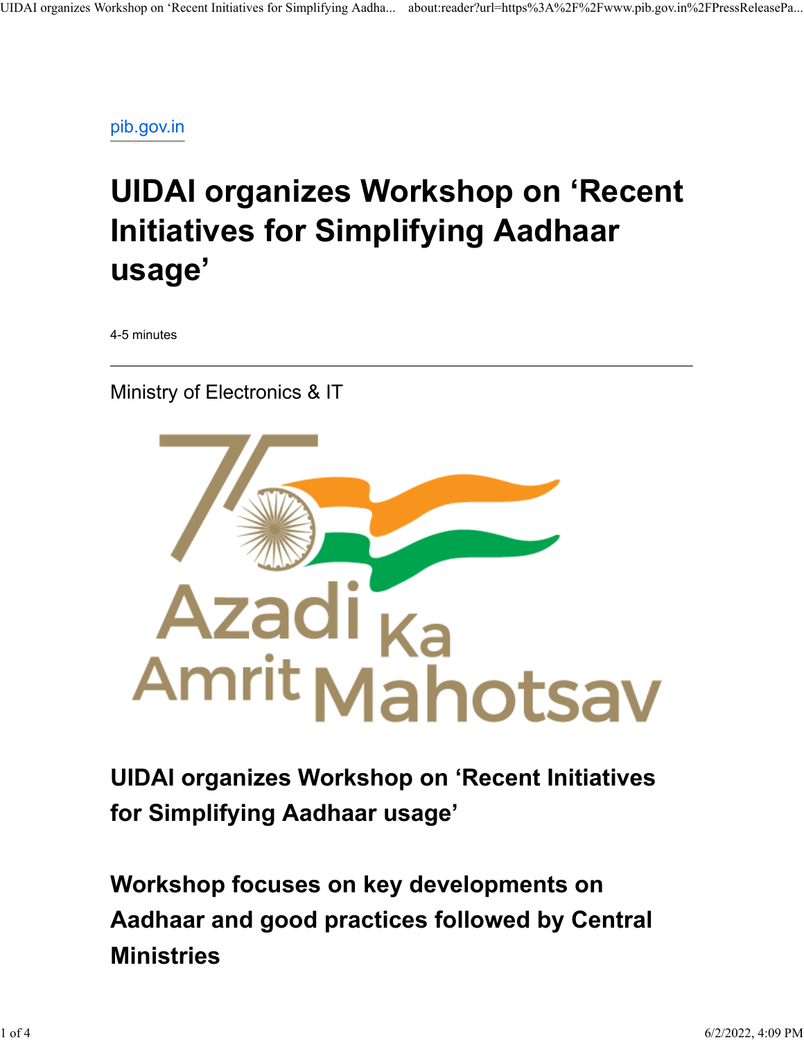pib.gov.in

# UIDAI organizes Workshop on ‘Recent Initiatives for Simplifying Aadhaar usage’

4-5 minutes

---

Ministry of Electronics & IT

## UIDAI organizes Workshop on ‘Recent Initiatives for Simplifying Aadhaar usage’

## Workshop focuses on key developments on Aadhaar and good practices followed by Central Ministries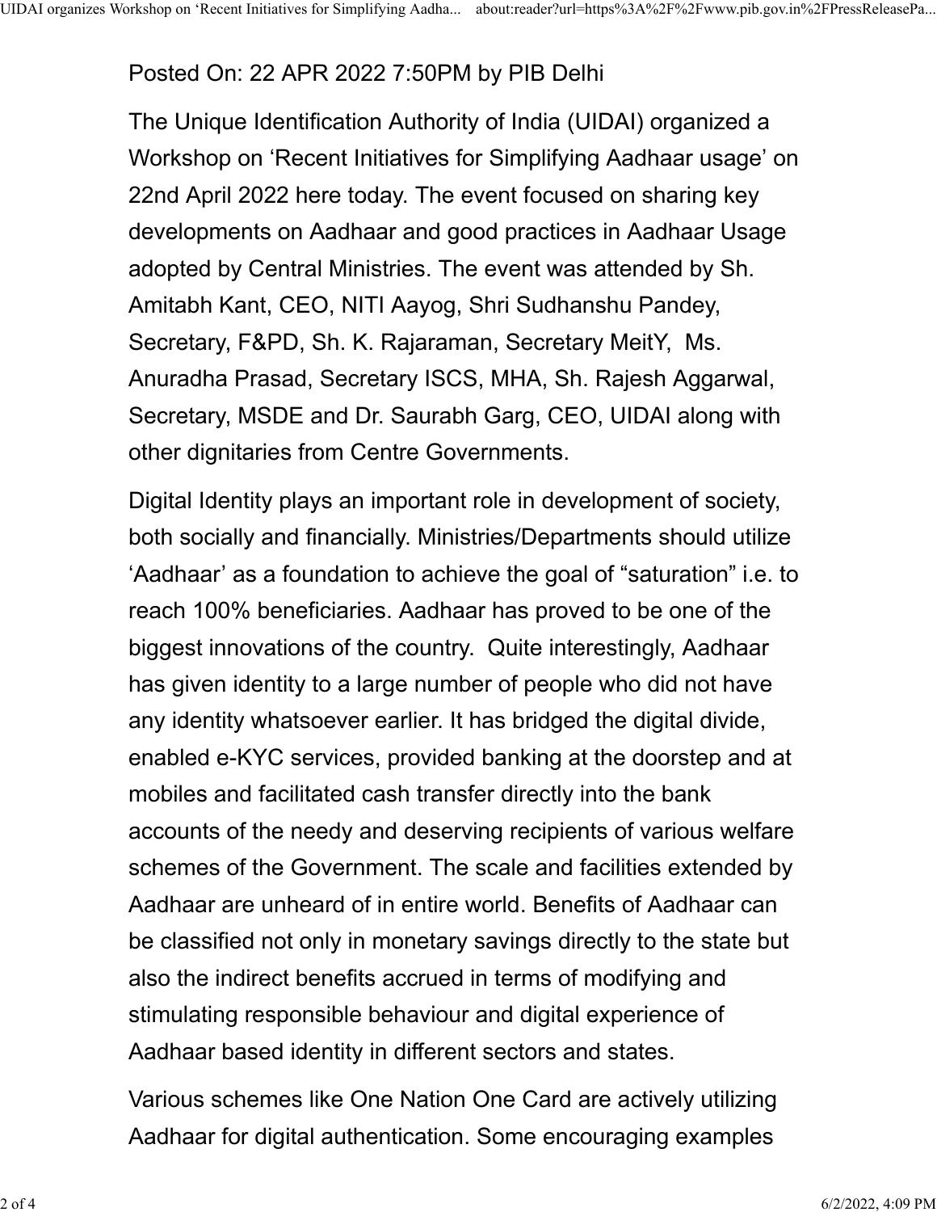Posted On: 22 APR 2022 7:50PM by PIB Delhi

The Unique Identification Authority of India (UIDAI) organized a Workshop on 'Recent Initiatives for Simplifying Aadhaar usage' on 22nd April 2022 here today. The event focused on sharing key developments on Aadhaar and good practices in Aadhaar Usage adopted by Central Ministries. The event was attended by Sh. Amitabh Kant, CEO, NITI Aayog, Shri Sudhanshu Pandey, Secretary, F&PD, Sh. K. Rajaraman, Secretary MeitY,  Ms. Anuradha Prasad, Secretary ISCS, MHA, Sh. Rajesh Aggarwal, Secretary, MSDE and Dr. Saurabh Garg, CEO, UIDAI along with other dignitaries from Centre Governments.

Digital Identity plays an important role in development of society, both socially and financially. Ministries/Departments should utilize 'Aadhaar' as a foundation to achieve the goal of "saturation" i.e. to reach 100% beneficiaries. Aadhaar has proved to be one of the biggest innovations of the country.  Quite interestingly, Aadhaar has given identity to a large number of people who did not have any identity whatsoever earlier. It has bridged the digital divide, enabled e-KYC services, provided banking at the doorstep and at mobiles and facilitated cash transfer directly into the bank accounts of the needy and deserving recipients of various welfare schemes of the Government. The scale and facilities extended by Aadhaar are unheard of in entire world. Benefits of Aadhaar can be classified not only in monetary savings directly to the state but also the indirect benefits accrued in terms of modifying and stimulating responsible behaviour and digital experience of Aadhaar based identity in different sectors and states.

Various schemes like One Nation One Card are actively utilizing Aadhaar for digital authentication. Some encouraging examples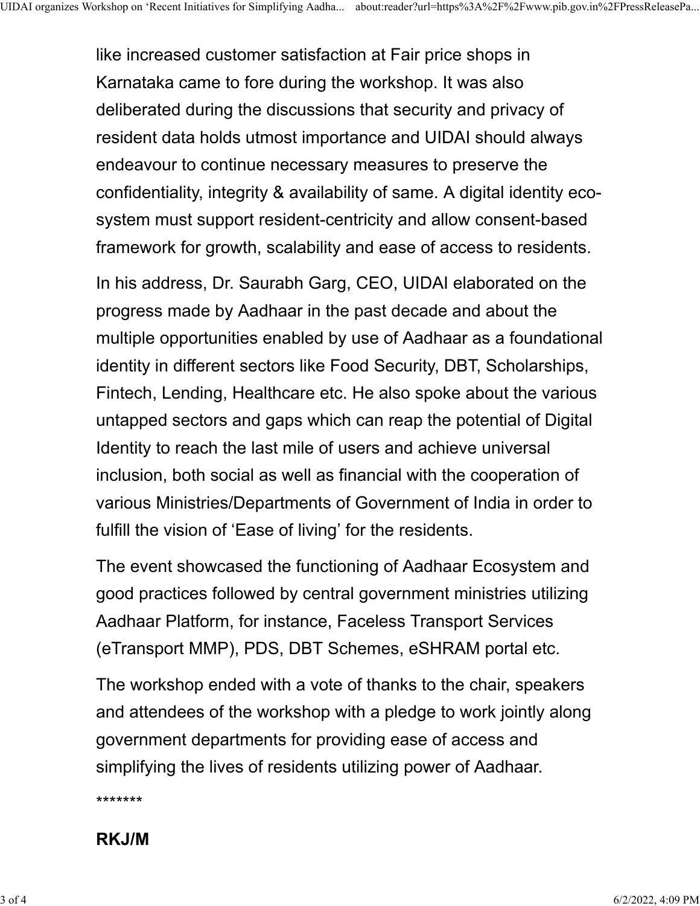like increased customer satisfaction at Fair price shops in Karnataka came to fore during the workshop. It was also deliberated during the discussions that security and privacy of resident data holds utmost importance and UIDAI should always endeavour to continue necessary measures to preserve the confidentiality, integrity & availability of same. A digital identity eco-system must support resident-centricity and allow consent-based framework for growth, scalability and ease of access to residents.

In his address, Dr. Saurabh Garg, CEO, UIDAI elaborated on the progress made by Aadhaar in the past decade and about the multiple opportunities enabled by use of Aadhaar as a foundational identity in different sectors like Food Security, DBT, Scholarships, Fintech, Lending, Healthcare etc. He also spoke about the various untapped sectors and gaps which can reap the potential of Digital Identity to reach the last mile of users and achieve universal inclusion, both social as well as financial with the cooperation of various Ministries/Departments of Government of India in order to fulfill the vision of 'Ease of living' for the residents.

The event showcased the functioning of Aadhaar Ecosystem and good practices followed by central government ministries utilizing Aadhaar Platform, for instance, Faceless Transport Services (eTransport MMP), PDS, DBT Schemes, eSHRAM portal etc.

The workshop ended with a vote of thanks to the chair, speakers and attendees of the workshop with a pledge to work jointly along government departments for providing ease of access and simplifying the lives of residents utilizing power of Aadhaar.

*******

**RKJ/M**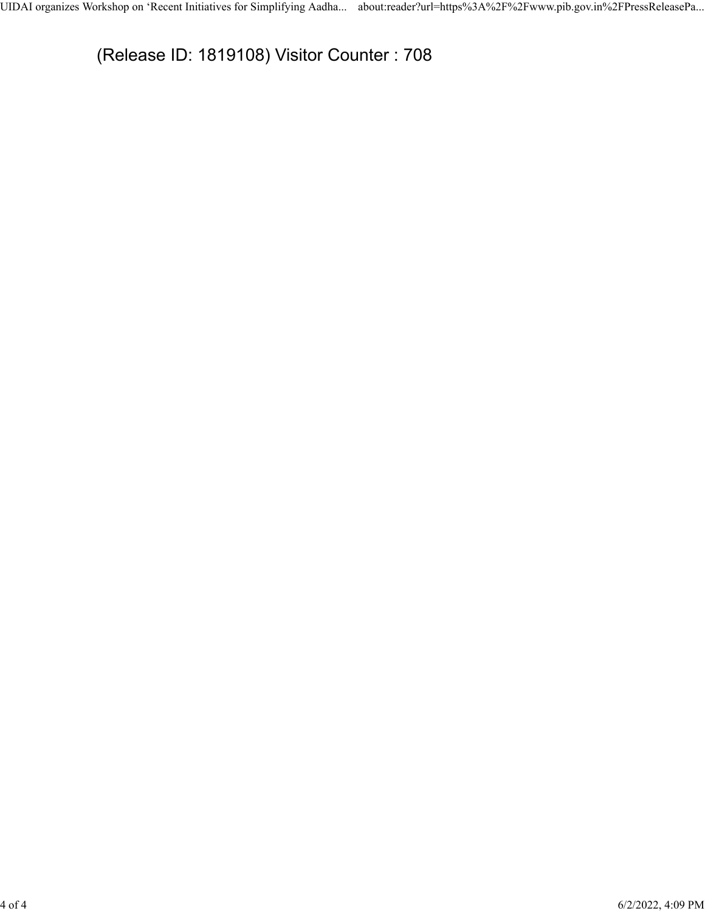(Release ID: 1819108) Visitor Counter : 708